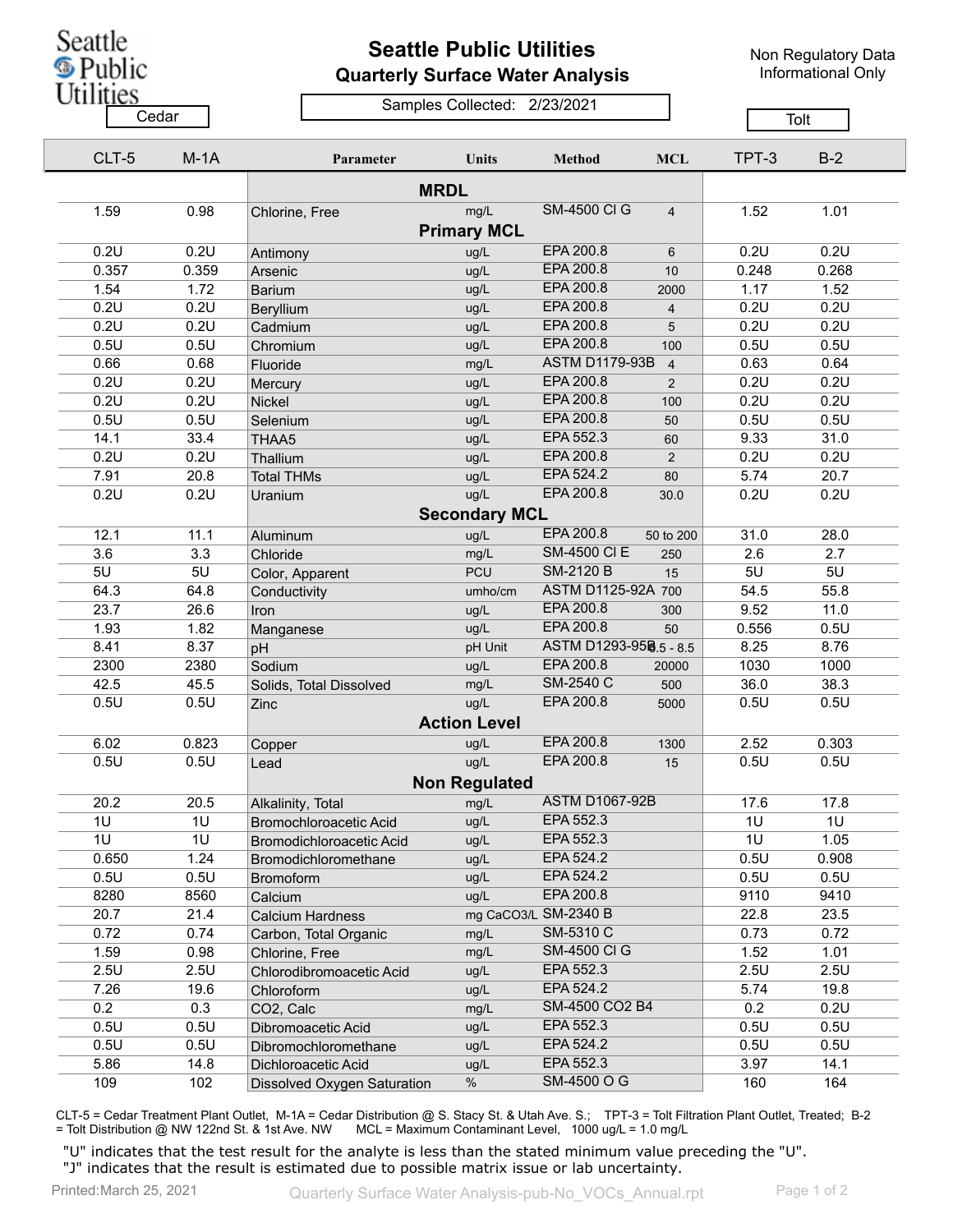Seattle Public Utilities

# Seattle Public Utilities

## Quarterly Surface Water Analysis

Non Regulatory Data
Informational Only

Samples Collected: 2/23/2021

| Cedar | | | | | | Tolt | |
|---|---|---|---|---|---|---|---|
| **CLT-5** | **M-1A** | **Parameter** | **Units** | **Method** | **MCL** | **TPT-3** | **B-2** |
| | | **MRDL** | | | | | |
| 1.59 | 0.98 | Chlorine, Free | mg/L | SM-4500 Cl G | 4 | 1.52 | 1.01 |
| | | **Primary MCL** | | | | | |
| 0.2U | 0.2U | Antimony | ug/L | EPA 200.8 | 6 | 0.2U | 0.2U |
| 0.357 | 0.359 | Arsenic | ug/L | EPA 200.8 | 10 | 0.248 | 0.268 |
| 1.54 | 1.72 | Barium | ug/L | EPA 200.8 | 2000 | 1.17 | 1.52 |
| 0.2U | 0.2U | Beryllium | ug/L | EPA 200.8 | 4 | 0.2U | 0.2U |
| 0.2U | 0.2U | Cadmium | ug/L | EPA 200.8 | 5 | 0.2U | 0.2U |
| 0.5U | 0.5U | Chromium | ug/L | EPA 200.8 | 100 | 0.5U | 0.5U |
| 0.66 | 0.68 | Fluoride | mg/L | ASTM D1179-93B | 4 | 0.63 | 0.64 |
| 0.2U | 0.2U | Mercury | ug/L | EPA 200.8 | 2 | 0.2U | 0.2U |
| 0.2U | 0.2U | Nickel | ug/L | EPA 200.8 | 100 | 0.2U | 0.2U |
| 0.5U | 0.5U | Selenium | ug/L | EPA 200.8 | 50 | 0.5U | 0.5U |
| 14.1 | 33.4 | THAA5 | ug/L | EPA 552.3 | 60 | 9.33 | 31.0 |
| 0.2U | 0.2U | Thallium | ug/L | EPA 200.8 | 2 | 0.2U | 0.2U |
| 7.91 | 20.8 | Total THMs | ug/L | EPA 524.2 | 80 | 5.74 | 20.7 |
| 0.2U | 0.2U | Uranium | ug/L | EPA 200.8 | 30.0 | 0.2U | 0.2U |
| | | **Secondary MCL** | | | | | |
| 12.1 | 11.1 | Aluminum | ug/L | EPA 200.8 | 50 to 200 | 31.0 | 28.0 |
| 3.6 | 3.3 | Chloride | mg/L | SM-4500 Cl E | 250 | 2.6 | 2.7 |
| 5U | 5U | Color, Apparent | PCU | SM-2120 B | 15 | 5U | 5U |
| 64.3 | 64.8 | Conductivity | umho/cm | ASTM D1125-92A | 700 | 54.5 | 55.8 |
| 23.7 | 26.6 | Iron | ug/L | EPA 200.8 | 300 | 9.52 | 11.0 |
| 1.93 | 1.82 | Manganese | ug/L | EPA 200.8 | 50 | 0.556 | 0.5U |
| 8.41 | 8.37 | pH | pH Unit | ASTM D1293-95B | 6.5 - 8.5 | 8.25 | 8.76 |
| 2300 | 2380 | Sodium | ug/L | EPA 200.8 | 20000 | 1030 | 1000 |
| 42.5 | 45.5 | Solids, Total Dissolved | mg/L | SM-2540 C | 500 | 36.0 | 38.3 |
| 0.5U | 0.5U | Zinc | ug/L | EPA 200.8 | 5000 | 0.5U | 0.5U |
| | | **Action Level** | | | | | |
| 6.02 | 0.823 | Copper | ug/L | EPA 200.8 | 1300 | 2.52 | 0.303 |
| 0.5U | 0.5U | Lead | ug/L | EPA 200.8 | 15 | 0.5U | 0.5U |
| | | **Non Regulated** | | | | | |
| 20.2 | 20.5 | Alkalinity, Total | mg/L | ASTM D1067-92B | | 17.6 | 17.8 |
| 1U | 1U | Bromochloroacetic Acid | ug/L | EPA 552.3 | | 1U | 1U |
| 1U | 1U | Bromodichloroacetic Acid | ug/L | EPA 552.3 | | 1U | 1.05 |
| 0.650 | 1.24 | Bromodichloromethane | ug/L | EPA 524.2 | | 0.5U | 0.908 |
| 0.5U | 0.5U | Bromoform | ug/L | EPA 524.2 | | 0.5U | 0.5U |
| 8280 | 8560 | Calcium | ug/L | EPA 200.8 | | 9110 | 9410 |
| 20.7 | 21.4 | Calcium Hardness | mg CaCO3/L | SM-2340 B | | 22.8 | 23.5 |
| 0.72 | 0.74 | Carbon, Total Organic | mg/L | SM-5310 C | | 0.73 | 0.72 |
| 1.59 | 0.98 | Chlorine, Free | mg/L | SM-4500 Cl G | | 1.52 | 1.01 |
| 2.5U | 2.5U | Chlorodibromoacetic Acid | ug/L | EPA 552.3 | | 2.5U | 2.5U |
| 7.26 | 19.6 | Chloroform | ug/L | EPA 524.2 | | 5.74 | 19.8 |
| 0.2 | 0.3 | CO2, Calc | mg/L | SM-4500 CO2 B4 | | 0.2 | 0.2U |
| 0.5U | 0.5U | Dibromoacetic Acid | ug/L | EPA 552.3 | | 0.5U | 0.5U |
| 0.5U | 0.5U | Dibromochloromethane | ug/L | EPA 524.2 | | 0.5U | 0.5U |
| 5.86 | 14.8 | Dichloroacetic Acid | ug/L | EPA 552.3 | | 3.97 | 14.1 |
| 109 | 102 | Dissolved Oxygen Saturation | % | SM-4500 O G | | 160 | 164 |

CLT-5 = Cedar Treatment Plant Outlet, M-1A = Cedar Distribution @ S. Stacy St. & Utah Ave. S.; TPT-3 = Tolt Filtration Plant Outlet, Treated; B-2 = Tolt Distribution @ NW 122nd St. & 1st Ave. NW MCL = Maximum Contaminant Level, 1000 ug/L = 1.0 mg/L

"U" indicates that the test result for the analyte is less than the stated minimum value preceding the "U".
"J" indicates that the result is estimated due to possible matrix issue or lab uncertainty.

Printed:March 25, 2021 Quarterly Surface Water Analysis-pub-No_VOCs_Annual.rpt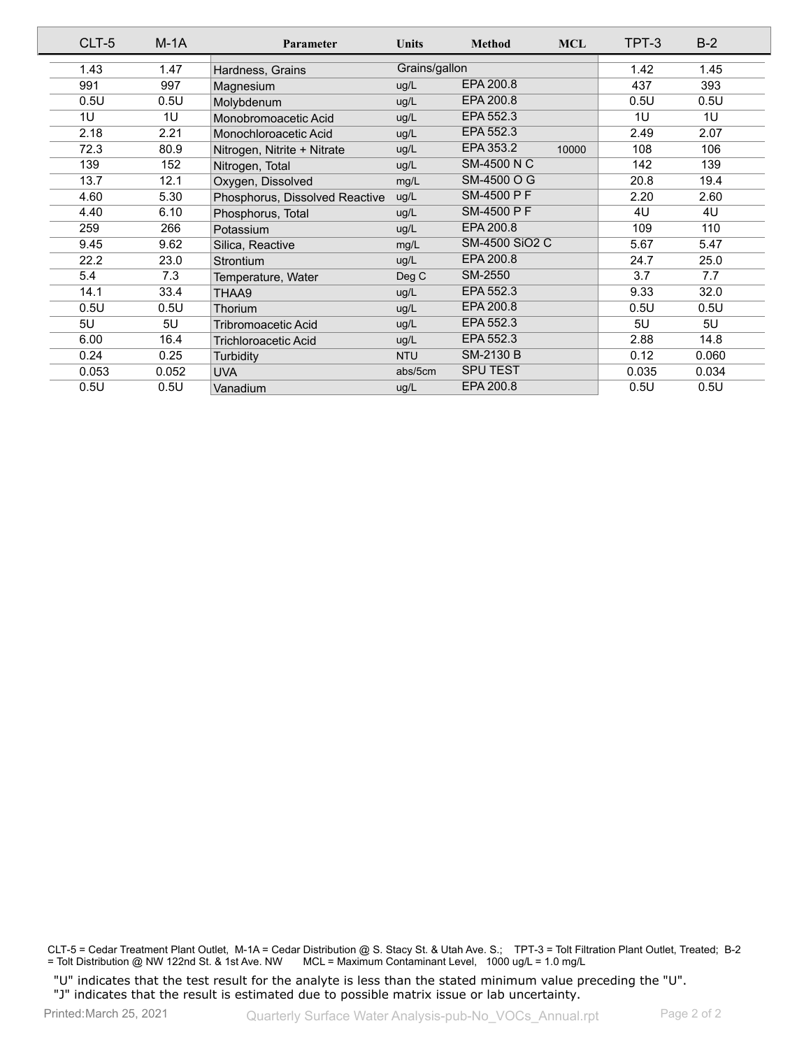| CLT-5 | M-1A | Parameter | Units | Method | MCL | TPT-3 | B-2 |
|---|---|---|---|---|---|---|---|
| 1.43 | 1.47 | Hardness, Grains | Grains/gallon | | | 1.42 | 1.45 |
| 991 | 997 | Magnesium | ug/L | EPA 200.8 | | 437 | 393 |
| 0.5U | 0.5U | Molybdenum | ug/L | EPA 200.8 | | 0.5U | 0.5U |
| 1U | 1U | Monobromoacetic Acid | ug/L | EPA 552.3 | | 1U | 1U |
| 2.18 | 2.21 | Monochloroacetic Acid | ug/L | EPA 552.3 | | 2.49 | 2.07 |
| 72.3 | 80.9 | Nitrogen, Nitrite + Nitrate | ug/L | EPA 353.2 | 10000 | 108 | 106 |
| 139 | 152 | Nitrogen, Total | ug/L | SM-4500 N C | | 142 | 139 |
| 13.7 | 12.1 | Oxygen, Dissolved | mg/L | SM-4500 O G | | 20.8 | 19.4 |
| 4.60 | 5.30 | Phosphorus, Dissolved Reactive | ug/L | SM-4500 P F | | 2.20 | 2.60 |
| 4.40 | 6.10 | Phosphorus, Total | ug/L | SM-4500 P F | | 4U | 4U |
| 259 | 266 | Potassium | ug/L | EPA 200.8 | | 109 | 110 |
| 9.45 | 9.62 | Silica, Reactive | mg/L | SM-4500 SiO2 C | | 5.67 | 5.47 |
| 22.2 | 23.0 | Strontium | ug/L | EPA 200.8 | | 24.7 | 25.0 |
| 5.4 | 7.3 | Temperature, Water | Deg C | SM-2550 | | 3.7 | 7.7 |
| 14.1 | 33.4 | THAA9 | ug/L | EPA 552.3 | | 9.33 | 32.0 |
| 0.5U | 0.5U | Thorium | ug/L | EPA 200.8 | | 0.5U | 0.5U |
| 5U | 5U | Tribromoacetic Acid | ug/L | EPA 552.3 | | 5U | 5U |
| 6.00 | 16.4 | Trichloroacetic Acid | ug/L | EPA 552.3 | | 2.88 | 14.8 |
| 0.24 | 0.25 | Turbidity | NTU | SM-2130 B | | 0.12 | 0.060 |
| 0.053 | 0.052 | UVA | abs/5cm | SPU TEST | | 0.035 | 0.034 |
| 0.5U | 0.5U | Vanadium | ug/L | EPA 200.8 | | 0.5U | 0.5U |

CLT-5 = Cedar Treatment Plant Outlet, M-1A = Cedar Distribution @ S. Stacy St. & Utah Ave. S.; TPT-3 = Tolt Filtration Plant Outlet, Treated; B-2 = Tolt Distribution @ NW 122nd St. & 1st Ave. NW MCL = Maximum Contaminant Level, 1000 ug/L = 1.0 mg/L

"U" indicates that the test result for the analyte is less than the stated minimum value preceding the "U".
"J" indicates that the result is estimated due to possible matrix issue or lab uncertainty.

Printed:March 25, 2021 Quarterly Surface Water Analysis-pub-No_VOCs_Annual.rpt